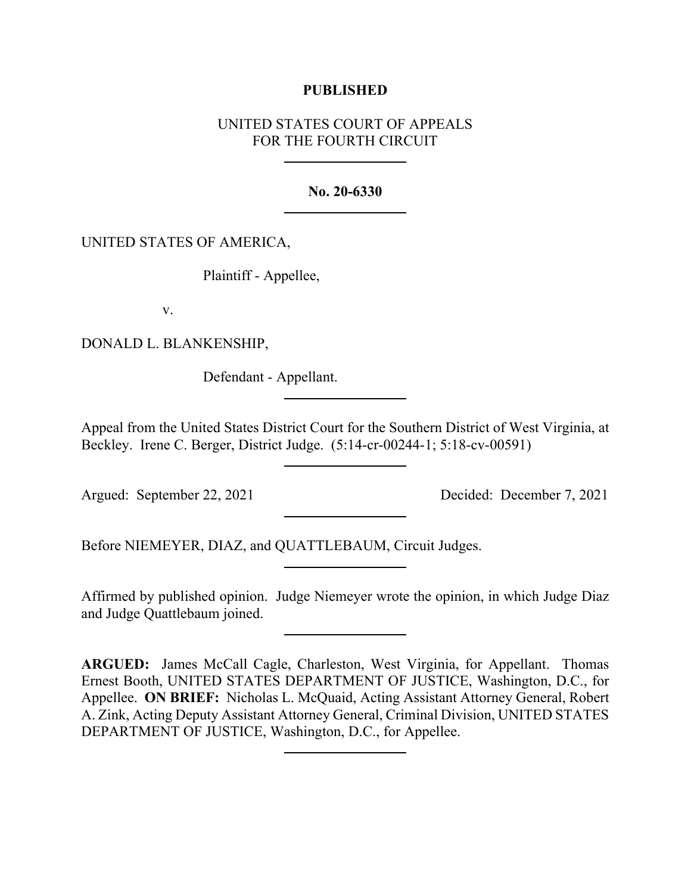**PUBLISHED**

UNITED STATES COURT OF APPEALS
FOR THE FOURTH CIRCUIT

---

**No. 20-6330**

---

UNITED STATES OF AMERICA,

Plaintiff - Appellee,

v.

DONALD L. BLANKENSHIP,

Defendant - Appellant.

---

Appeal from the United States District Court for the Southern District of West Virginia, at Beckley. Irene C. Berger, District Judge. (5:14-cr-00244-1; 5:18-cv-00591)

---

Argued: September 22, 2021 Decided: December 7, 2021

---

Before NIEMEYER, DIAZ, and QUATTLEBAUM, Circuit Judges.

---

Affirmed by published opinion. Judge Niemeyer wrote the opinion, in which Judge Diaz and Judge Quattlebaum joined.

---

**ARGUED:** James McCall Cagle, Charleston, West Virginia, for Appellant. Thomas Ernest Booth, UNITED STATES DEPARTMENT OF JUSTICE, Washington, D.C., for Appellee. **ON BRIEF:** Nicholas L. McQuaid, Acting Assistant Attorney General, Robert A. Zink, Acting Deputy Assistant Attorney General, Criminal Division, UNITED STATES DEPARTMENT OF JUSTICE, Washington, D.C., for Appellee.

---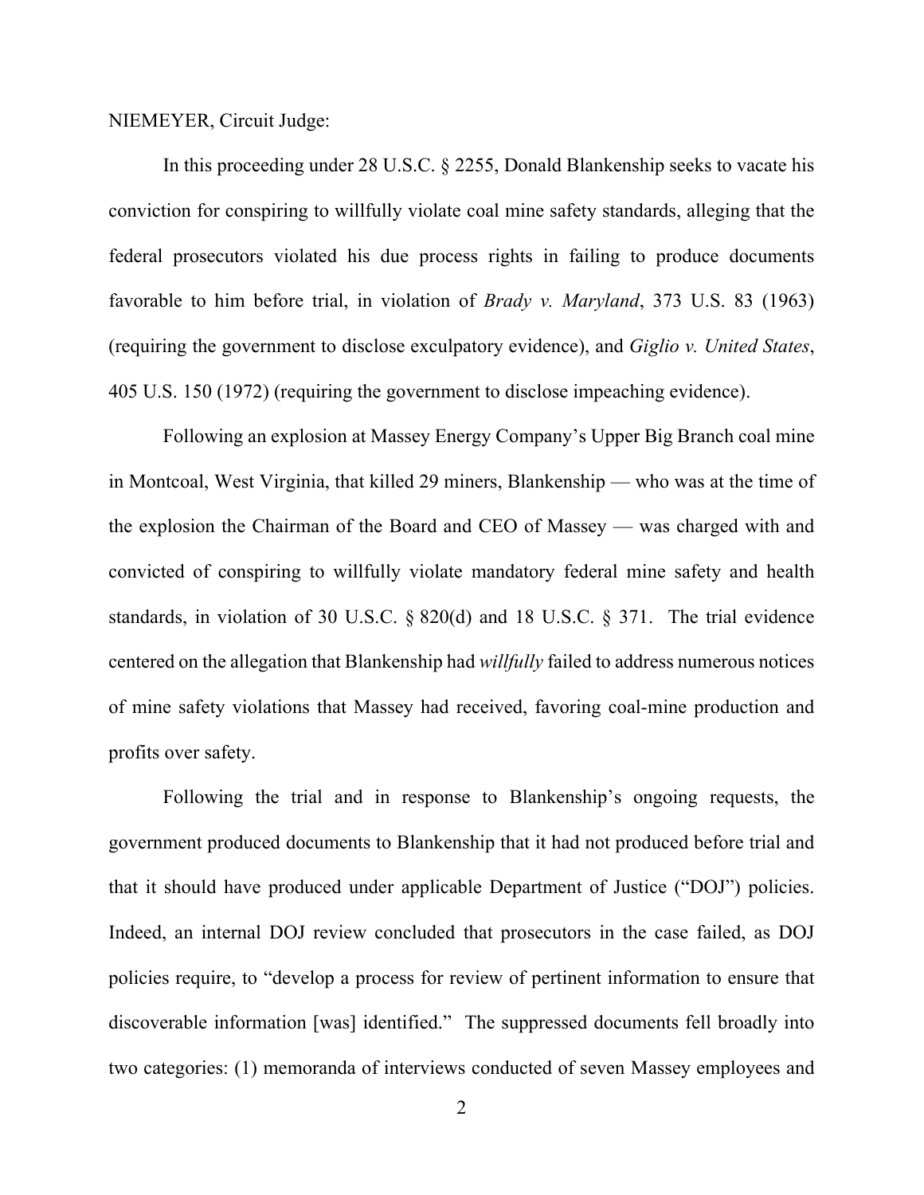NIEMEYER, Circuit Judge:

In this proceeding under 28 U.S.C. § 2255, Donald Blankenship seeks to vacate his conviction for conspiring to willfully violate coal mine safety standards, alleging that the federal prosecutors violated his due process rights in failing to produce documents favorable to him before trial, in violation of *Brady v. Maryland*, 373 U.S. 83 (1963) (requiring the government to disclose exculpatory evidence), and *Giglio v. United States*, 405 U.S. 150 (1972) (requiring the government to disclose impeaching evidence).

Following an explosion at Massey Energy Company's Upper Big Branch coal mine in Montcoal, West Virginia, that killed 29 miners, Blankenship — who was at the time of the explosion the Chairman of the Board and CEO of Massey — was charged with and convicted of conspiring to willfully violate mandatory federal mine safety and health standards, in violation of 30 U.S.C. § 820(d) and 18 U.S.C. § 371. The trial evidence centered on the allegation that Blankenship had *willfully* failed to address numerous notices of mine safety violations that Massey had received, favoring coal-mine production and profits over safety.

Following the trial and in response to Blankenship's ongoing requests, the government produced documents to Blankenship that it had not produced before trial and that it should have produced under applicable Department of Justice ("DOJ") policies. Indeed, an internal DOJ review concluded that prosecutors in the case failed, as DOJ policies require, to "develop a process for review of pertinent information to ensure that discoverable information [was] identified." The suppressed documents fell broadly into two categories: (1) memoranda of interviews conducted of seven Massey employees and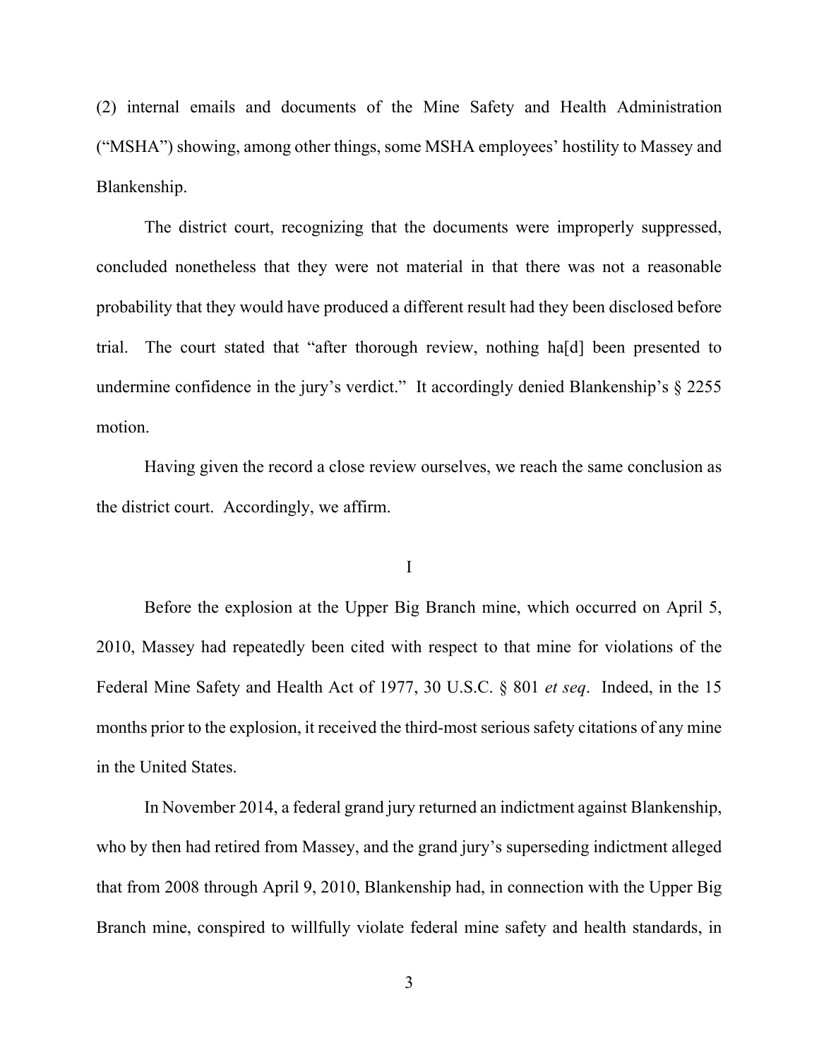(2) internal emails and documents of the Mine Safety and Health Administration ("MSHA") showing, among other things, some MSHA employees' hostility to Massey and Blankenship.

The district court, recognizing that the documents were improperly suppressed, concluded nonetheless that they were not material in that there was not a reasonable probability that they would have produced a different result had they been disclosed before trial. The court stated that "after thorough review, nothing ha[d] been presented to undermine confidence in the jury's verdict." It accordingly denied Blankenship's § 2255 motion.

Having given the record a close review ourselves, we reach the same conclusion as the district court. Accordingly, we affirm.

## I

Before the explosion at the Upper Big Branch mine, which occurred on April 5, 2010, Massey had repeatedly been cited with respect to that mine for violations of the Federal Mine Safety and Health Act of 1977, 30 U.S.C. § 801 *et seq*. Indeed, in the 15 months prior to the explosion, it received the third-most serious safety citations of any mine in the United States.

In November 2014, a federal grand jury returned an indictment against Blankenship, who by then had retired from Massey, and the grand jury's superseding indictment alleged that from 2008 through April 9, 2010, Blankenship had, in connection with the Upper Big Branch mine, conspired to willfully violate federal mine safety and health standards, in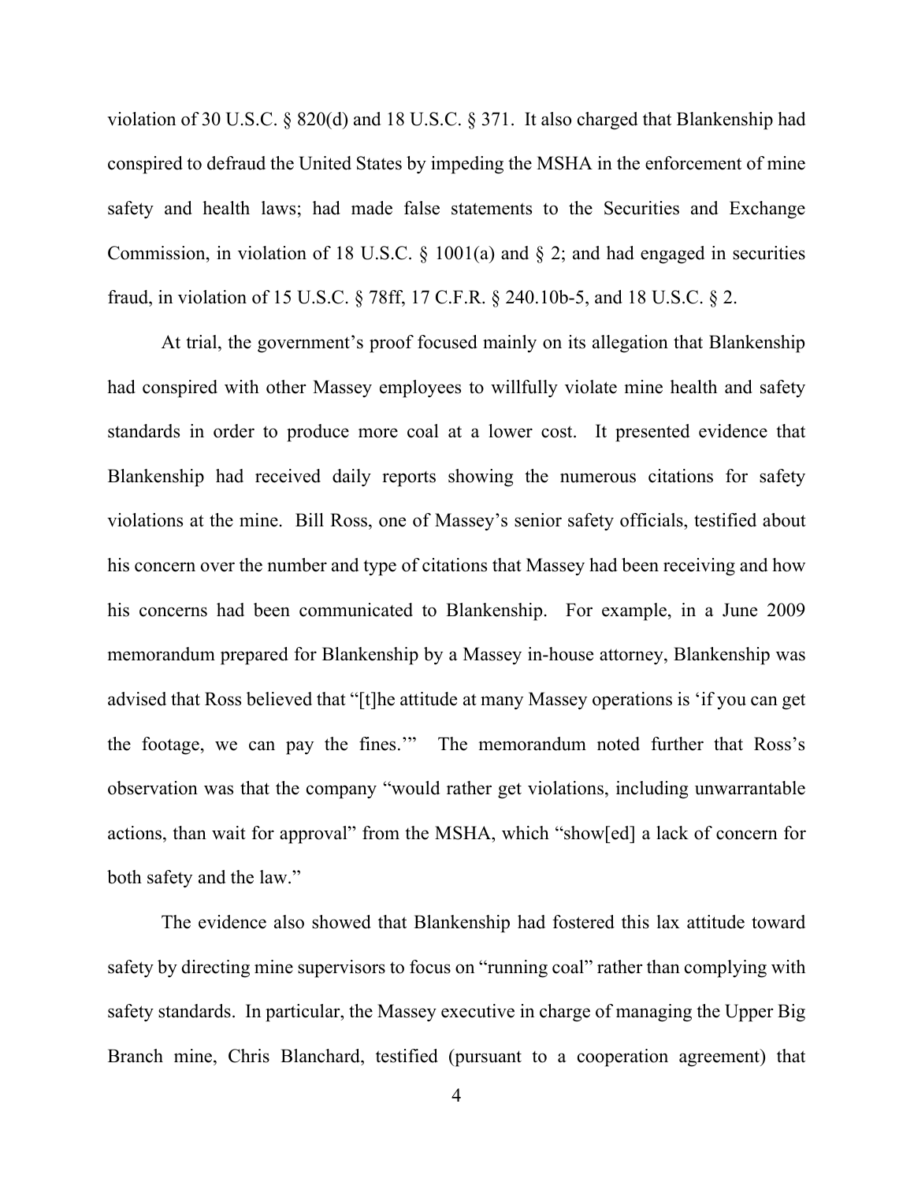violation of 30 U.S.C. § 820(d) and 18 U.S.C. § 371. It also charged that Blankenship had conspired to defraud the United States by impeding the MSHA in the enforcement of mine safety and health laws; had made false statements to the Securities and Exchange Commission, in violation of 18 U.S.C. § 1001(a) and § 2; and had engaged in securities fraud, in violation of 15 U.S.C. § 78ff, 17 C.F.R. § 240.10b-5, and 18 U.S.C. § 2.

At trial, the government's proof focused mainly on its allegation that Blankenship had conspired with other Massey employees to willfully violate mine health and safety standards in order to produce more coal at a lower cost. It presented evidence that Blankenship had received daily reports showing the numerous citations for safety violations at the mine. Bill Ross, one of Massey's senior safety officials, testified about his concern over the number and type of citations that Massey had been receiving and how his concerns had been communicated to Blankenship. For example, in a June 2009 memorandum prepared for Blankenship by a Massey in-house attorney, Blankenship was advised that Ross believed that "[t]he attitude at many Massey operations is 'if you can get the footage, we can pay the fines.'" The memorandum noted further that Ross's observation was that the company "would rather get violations, including unwarrantable actions, than wait for approval" from the MSHA, which "show[ed] a lack of concern for both safety and the law."

The evidence also showed that Blankenship had fostered this lax attitude toward safety by directing mine supervisors to focus on "running coal" rather than complying with safety standards. In particular, the Massey executive in charge of managing the Upper Big Branch mine, Chris Blanchard, testified (pursuant to a cooperation agreement) that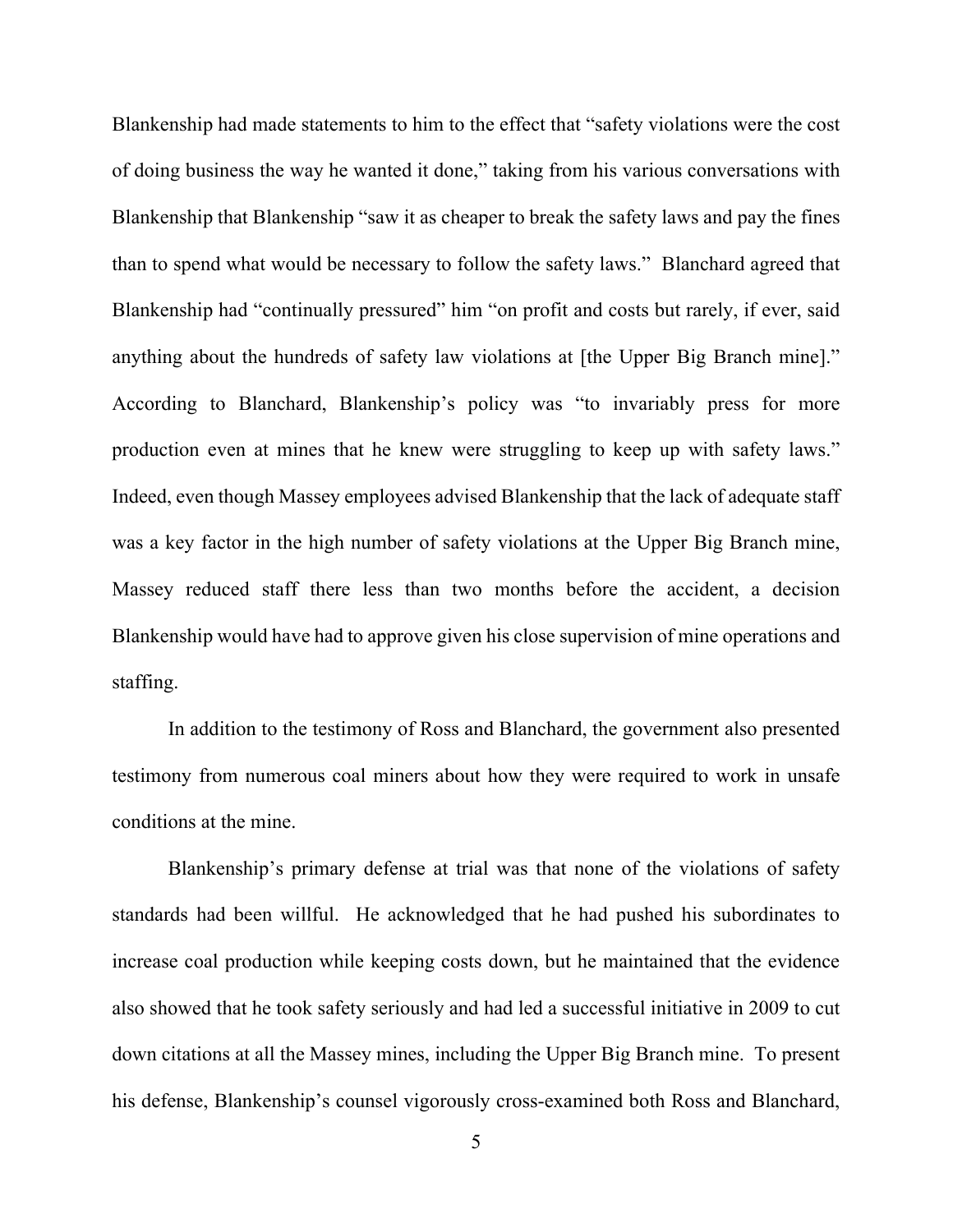Blankenship had made statements to him to the effect that "safety violations were the cost of doing business the way he wanted it done," taking from his various conversations with Blankenship that Blankenship "saw it as cheaper to break the safety laws and pay the fines than to spend what would be necessary to follow the safety laws." Blanchard agreed that Blankenship had "continually pressured" him "on profit and costs but rarely, if ever, said anything about the hundreds of safety law violations at [the Upper Big Branch mine]." According to Blanchard, Blankenship's policy was "to invariably press for more production even at mines that he knew were struggling to keep up with safety laws." Indeed, even though Massey employees advised Blankenship that the lack of adequate staff was a key factor in the high number of safety violations at the Upper Big Branch mine, Massey reduced staff there less than two months before the accident, a decision Blankenship would have had to approve given his close supervision of mine operations and staffing.

In addition to the testimony of Ross and Blanchard, the government also presented testimony from numerous coal miners about how they were required to work in unsafe conditions at the mine.

Blankenship's primary defense at trial was that none of the violations of safety standards had been willful. He acknowledged that he had pushed his subordinates to increase coal production while keeping costs down, but he maintained that the evidence also showed that he took safety seriously and had led a successful initiative in 2009 to cut down citations at all the Massey mines, including the Upper Big Branch mine. To present his defense, Blankenship's counsel vigorously cross-examined both Ross and Blanchard,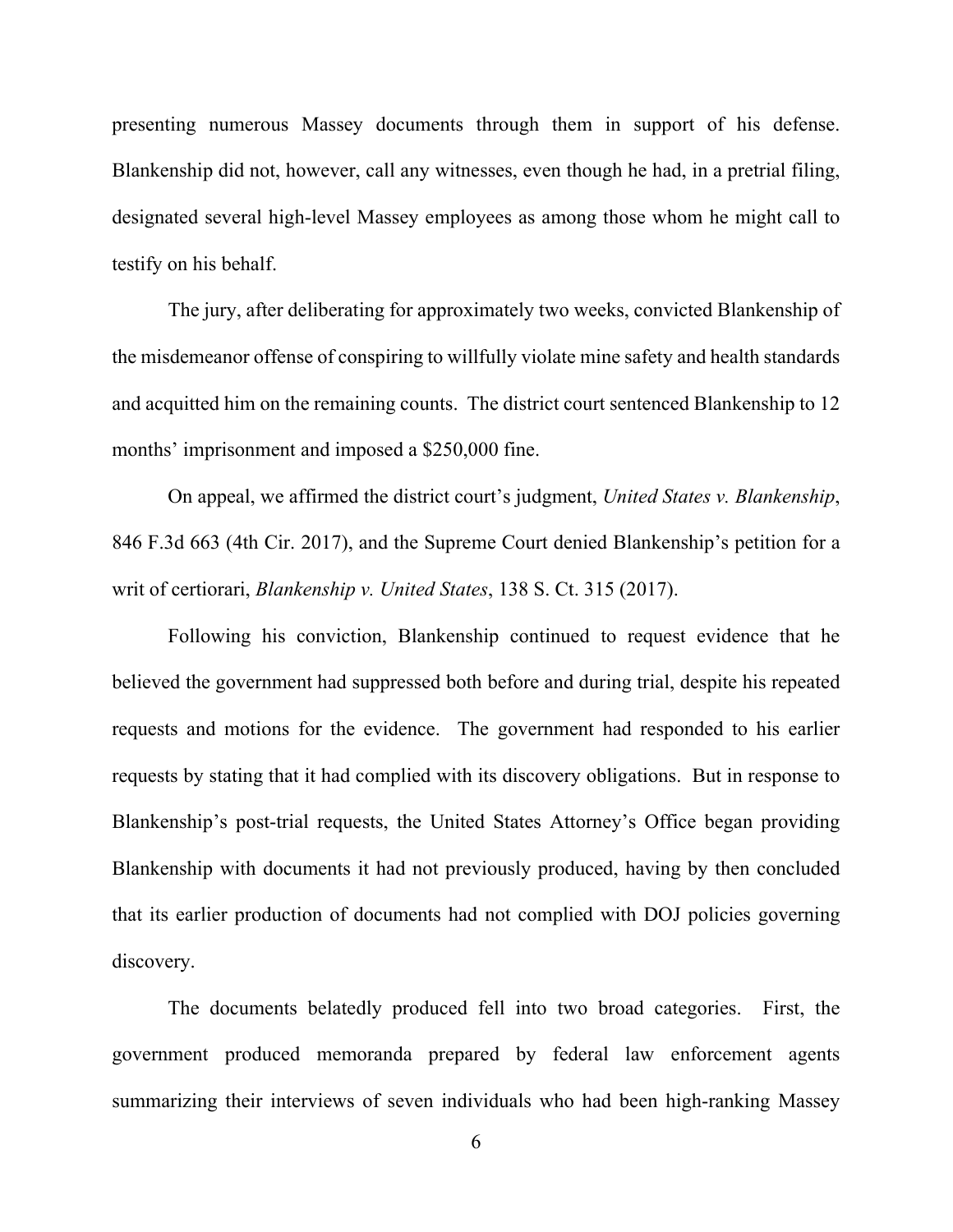presenting numerous Massey documents through them in support of his defense. Blankenship did not, however, call any witnesses, even though he had, in a pretrial filing, designated several high-level Massey employees as among those whom he might call to testify on his behalf.

The jury, after deliberating for approximately two weeks, convicted Blankenship of the misdemeanor offense of conspiring to willfully violate mine safety and health standards and acquitted him on the remaining counts. The district court sentenced Blankenship to 12 months' imprisonment and imposed a $250,000 fine.

On appeal, we affirmed the district court's judgment, *United States v. Blankenship*, 846 F.3d 663 (4th Cir. 2017), and the Supreme Court denied Blankenship's petition for a writ of certiorari, *Blankenship v. United States*, 138 S. Ct. 315 (2017).

Following his conviction, Blankenship continued to request evidence that he believed the government had suppressed both before and during trial, despite his repeated requests and motions for the evidence. The government had responded to his earlier requests by stating that it had complied with its discovery obligations. But in response to Blankenship's post-trial requests, the United States Attorney's Office began providing Blankenship with documents it had not previously produced, having by then concluded that its earlier production of documents had not complied with DOJ policies governing discovery.

The documents belatedly produced fell into two broad categories. First, the government produced memoranda prepared by federal law enforcement agents summarizing their interviews of seven individuals who had been high-ranking Massey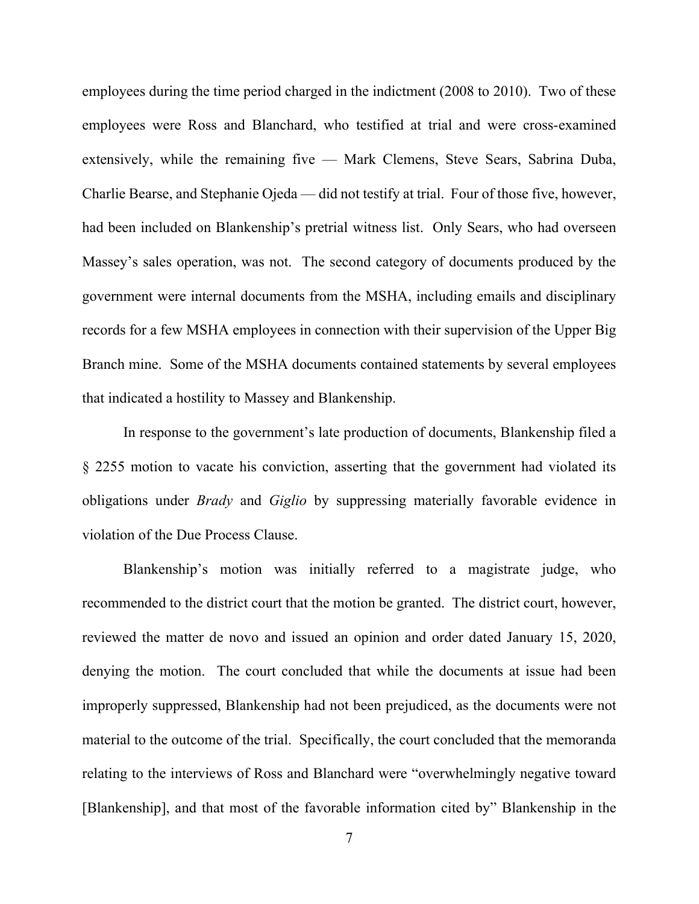employees during the time period charged in the indictment (2008 to 2010). Two of these employees were Ross and Blanchard, who testified at trial and were cross-examined extensively, while the remaining five — Mark Clemens, Steve Sears, Sabrina Duba, Charlie Bearse, and Stephanie Ojeda — did not testify at trial. Four of those five, however, had been included on Blankenship's pretrial witness list. Only Sears, who had overseen Massey's sales operation, was not. The second category of documents produced by the government were internal documents from the MSHA, including emails and disciplinary records for a few MSHA employees in connection with their supervision of the Upper Big Branch mine. Some of the MSHA documents contained statements by several employees that indicated a hostility to Massey and Blankenship.

In response to the government's late production of documents, Blankenship filed a § 2255 motion to vacate his conviction, asserting that the government had violated its obligations under *Brady* and *Giglio* by suppressing materially favorable evidence in violation of the Due Process Clause.

Blankenship's motion was initially referred to a magistrate judge, who recommended to the district court that the motion be granted. The district court, however, reviewed the matter de novo and issued an opinion and order dated January 15, 2020, denying the motion. The court concluded that while the documents at issue had been improperly suppressed, Blankenship had not been prejudiced, as the documents were not material to the outcome of the trial. Specifically, the court concluded that the memoranda relating to the interviews of Ross and Blanchard were "overwhelmingly negative toward [Blankenship], and that most of the favorable information cited by" Blankenship in the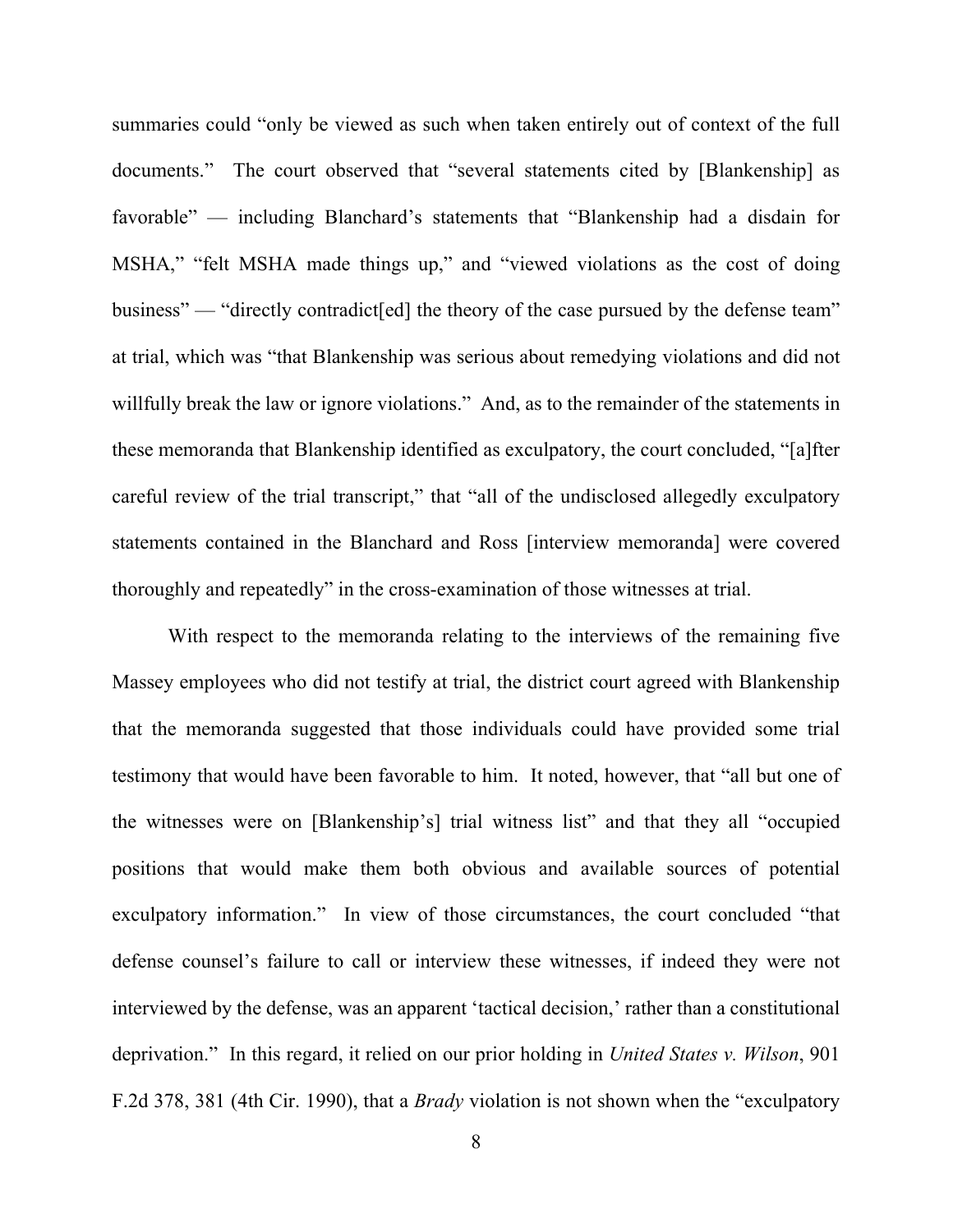summaries could "only be viewed as such when taken entirely out of context of the full documents." The court observed that "several statements cited by [Blankenship] as favorable" — including Blanchard's statements that "Blankenship had a disdain for MSHA," "felt MSHA made things up," and "viewed violations as the cost of doing business" — "directly contradict[ed] the theory of the case pursued by the defense team" at trial, which was "that Blankenship was serious about remedying violations and did not willfully break the law or ignore violations." And, as to the remainder of the statements in these memoranda that Blankenship identified as exculpatory, the court concluded, "[a]fter careful review of the trial transcript," that "all of the undisclosed allegedly exculpatory statements contained in the Blanchard and Ross [interview memoranda] were covered thoroughly and repeatedly" in the cross-examination of those witnesses at trial.

With respect to the memoranda relating to the interviews of the remaining five Massey employees who did not testify at trial, the district court agreed with Blankenship that the memoranda suggested that those individuals could have provided some trial testimony that would have been favorable to him. It noted, however, that "all but one of the witnesses were on [Blankenship's] trial witness list" and that they all "occupied positions that would make them both obvious and available sources of potential exculpatory information." In view of those circumstances, the court concluded "that defense counsel's failure to call or interview these witnesses, if indeed they were not interviewed by the defense, was an apparent 'tactical decision,' rather than a constitutional deprivation." In this regard, it relied on our prior holding in *United States v. Wilson*, 901 F.2d 378, 381 (4th Cir. 1990), that a *Brady* violation is not shown when the "exculpatory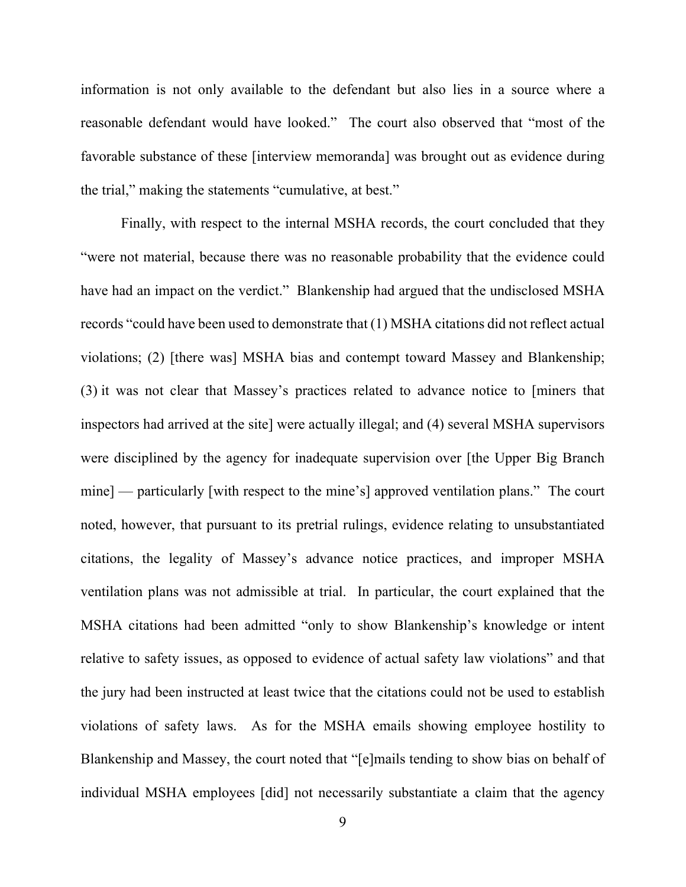information is not only available to the defendant but also lies in a source where a reasonable defendant would have looked." The court also observed that "most of the favorable substance of these [interview memoranda] was brought out as evidence during the trial," making the statements "cumulative, at best."

Finally, with respect to the internal MSHA records, the court concluded that they "were not material, because there was no reasonable probability that the evidence could have had an impact on the verdict." Blankenship had argued that the undisclosed MSHA records "could have been used to demonstrate that (1) MSHA citations did not reflect actual violations; (2) [there was] MSHA bias and contempt toward Massey and Blankenship; (3) it was not clear that Massey's practices related to advance notice to [miners that inspectors had arrived at the site] were actually illegal; and (4) several MSHA supervisors were disciplined by the agency for inadequate supervision over [the Upper Big Branch mine] — particularly [with respect to the mine's] approved ventilation plans." The court noted, however, that pursuant to its pretrial rulings, evidence relating to unsubstantiated citations, the legality of Massey's advance notice practices, and improper MSHA ventilation plans was not admissible at trial. In particular, the court explained that the MSHA citations had been admitted "only to show Blankenship's knowledge or intent relative to safety issues, as opposed to evidence of actual safety law violations" and that the jury had been instructed at least twice that the citations could not be used to establish violations of safety laws. As for the MSHA emails showing employee hostility to Blankenship and Massey, the court noted that "[e]mails tending to show bias on behalf of individual MSHA employees [did] not necessarily substantiate a claim that the agency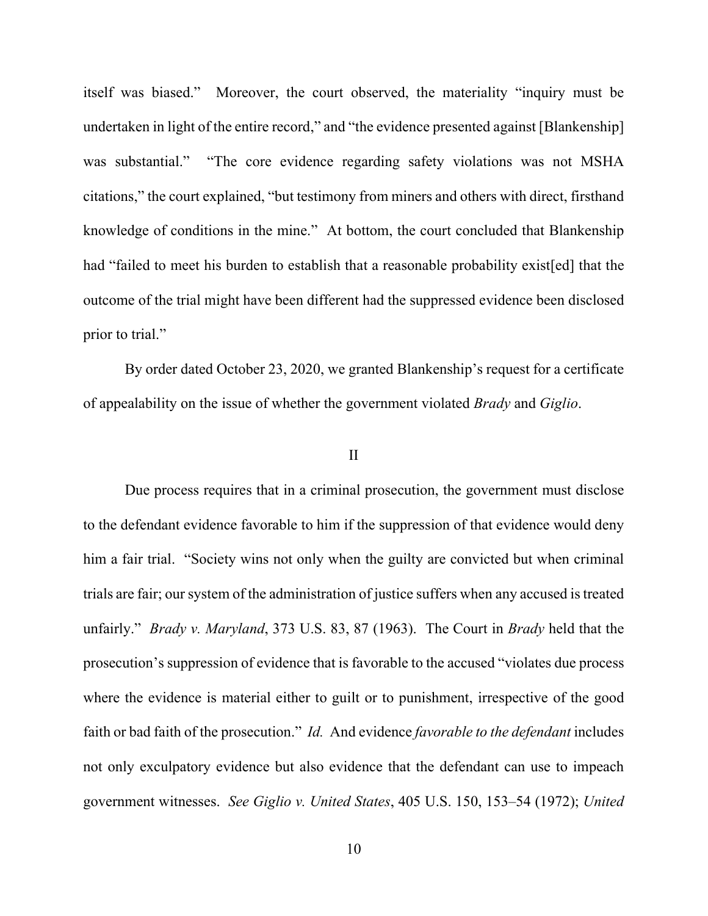itself was biased." Moreover, the court observed, the materiality "inquiry must be undertaken in light of the entire record," and "the evidence presented against [Blankenship] was substantial." "The core evidence regarding safety violations was not MSHA citations," the court explained, "but testimony from miners and others with direct, firsthand knowledge of conditions in the mine." At bottom, the court concluded that Blankenship had "failed to meet his burden to establish that a reasonable probability exist[ed] that the outcome of the trial might have been different had the suppressed evidence been disclosed prior to trial."

By order dated October 23, 2020, we granted Blankenship's request for a certificate of appealability on the issue of whether the government violated *Brady* and *Giglio*.

## II

Due process requires that in a criminal prosecution, the government must disclose to the defendant evidence favorable to him if the suppression of that evidence would deny him a fair trial. "Society wins not only when the guilty are convicted but when criminal trials are fair; our system of the administration of justice suffers when any accused is treated unfairly." *Brady v. Maryland*, 373 U.S. 83, 87 (1963). The Court in *Brady* held that the prosecution's suppression of evidence that is favorable to the accused "violates due process where the evidence is material either to guilt or to punishment, irrespective of the good faith or bad faith of the prosecution." *Id.* And evidence *favorable to the defendant* includes not only exculpatory evidence but also evidence that the defendant can use to impeach government witnesses. *See Giglio v. United States*, 405 U.S. 150, 153–54 (1972); *United*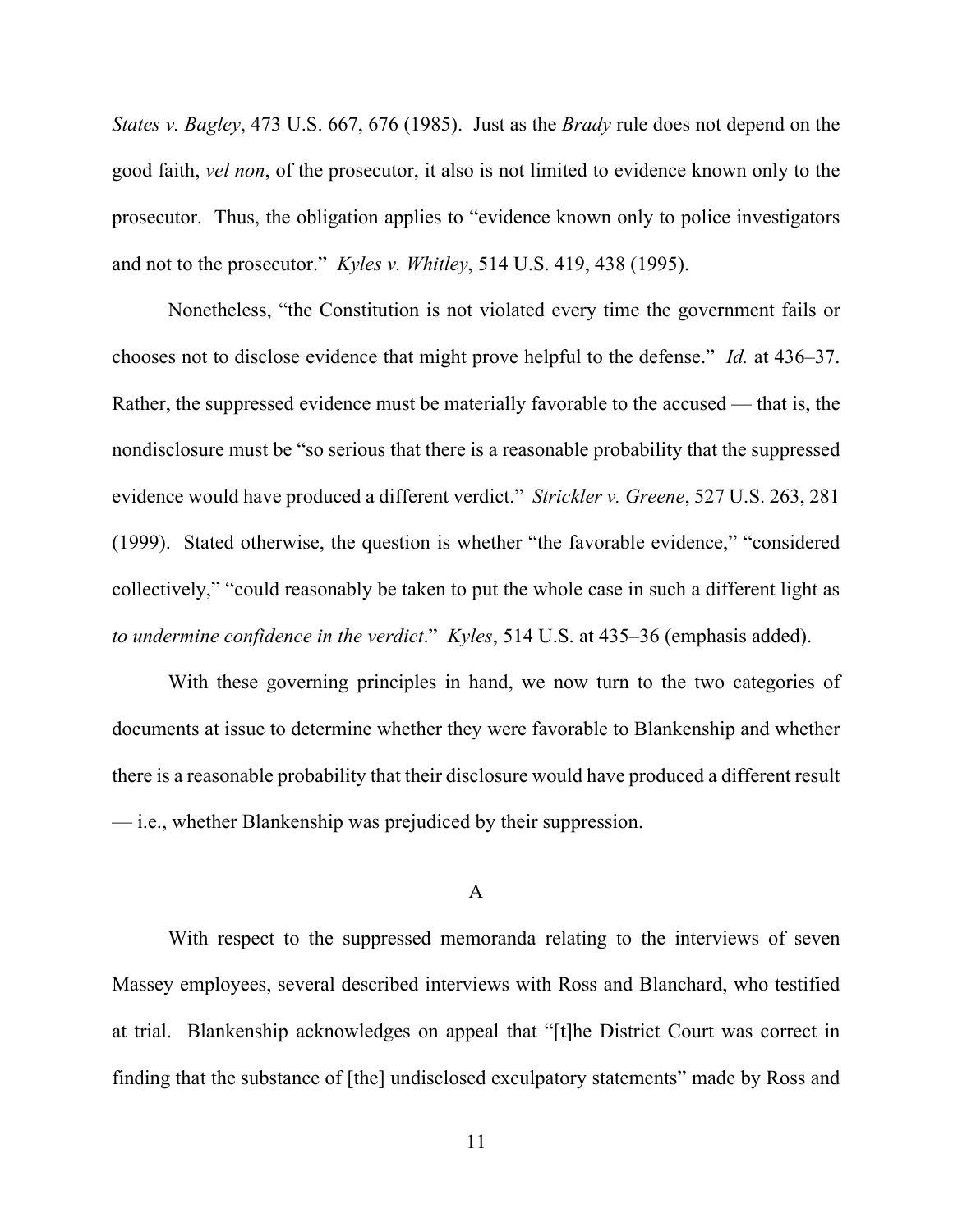*States v. Bagley*, 473 U.S. 667, 676 (1985). Just as the *Brady* rule does not depend on the good faith, *vel non*, of the prosecutor, it also is not limited to evidence known only to the prosecutor. Thus, the obligation applies to "evidence known only to police investigators and not to the prosecutor." *Kyles v. Whitley*, 514 U.S. 419, 438 (1995).

Nonetheless, "the Constitution is not violated every time the government fails or chooses not to disclose evidence that might prove helpful to the defense." *Id.* at 436–37. Rather, the suppressed evidence must be materially favorable to the accused — that is, the nondisclosure must be "so serious that there is a reasonable probability that the suppressed evidence would have produced a different verdict." *Strickler v. Greene*, 527 U.S. 263, 281 (1999). Stated otherwise, the question is whether "the favorable evidence," "considered collectively," "could reasonably be taken to put the whole case in such a different light as *to undermine confidence in the verdict*." *Kyles*, 514 U.S. at 435–36 (emphasis added).

With these governing principles in hand, we now turn to the two categories of documents at issue to determine whether they were favorable to Blankenship and whether there is a reasonable probability that their disclosure would have produced a different result — i.e., whether Blankenship was prejudiced by their suppression.

## A

With respect to the suppressed memoranda relating to the interviews of seven Massey employees, several described interviews with Ross and Blanchard, who testified at trial. Blankenship acknowledges on appeal that "[t]he District Court was correct in finding that the substance of [the] undisclosed exculpatory statements" made by Ross and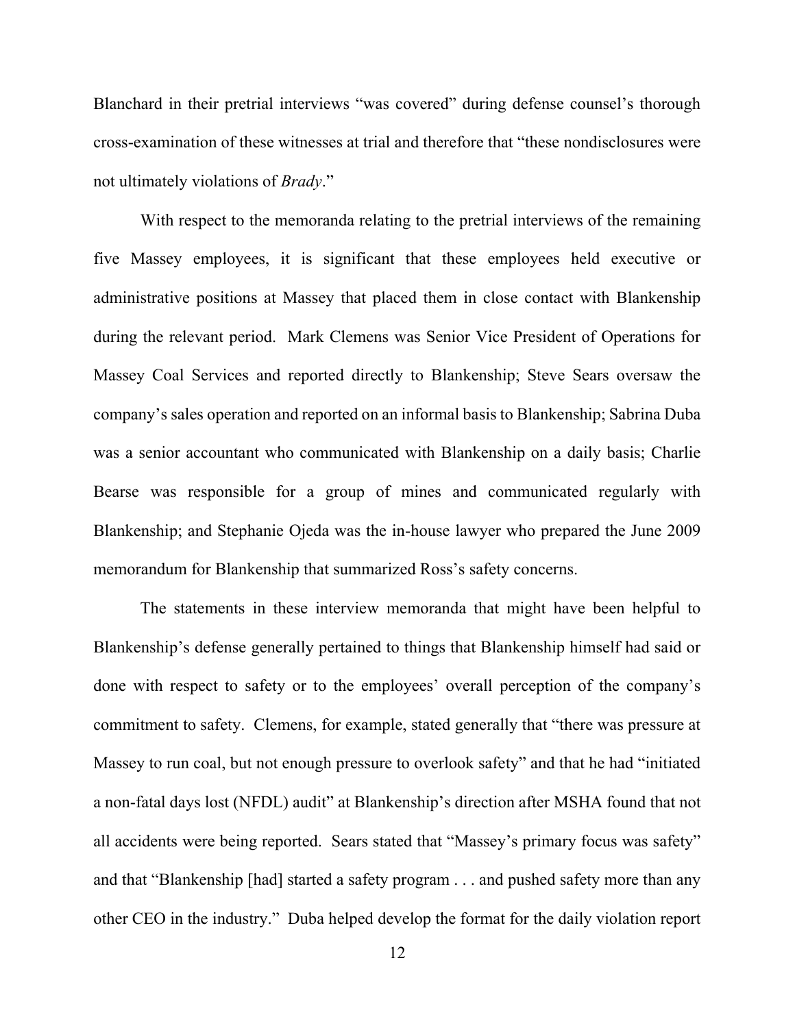Blanchard in their pretrial interviews "was covered" during defense counsel's thorough cross-examination of these witnesses at trial and therefore that "these nondisclosures were not ultimately violations of *Brady*."

With respect to the memoranda relating to the pretrial interviews of the remaining five Massey employees, it is significant that these employees held executive or administrative positions at Massey that placed them in close contact with Blankenship during the relevant period. Mark Clemens was Senior Vice President of Operations for Massey Coal Services and reported directly to Blankenship; Steve Sears oversaw the company's sales operation and reported on an informal basis to Blankenship; Sabrina Duba was a senior accountant who communicated with Blankenship on a daily basis; Charlie Bearse was responsible for a group of mines and communicated regularly with Blankenship; and Stephanie Ojeda was the in-house lawyer who prepared the June 2009 memorandum for Blankenship that summarized Ross's safety concerns.

The statements in these interview memoranda that might have been helpful to Blankenship's defense generally pertained to things that Blankenship himself had said or done with respect to safety or to the employees' overall perception of the company's commitment to safety. Clemens, for example, stated generally that "there was pressure at Massey to run coal, but not enough pressure to overlook safety" and that he had "initiated a non-fatal days lost (NFDL) audit" at Blankenship's direction after MSHA found that not all accidents were being reported. Sears stated that "Massey's primary focus was safety" and that "Blankenship [had] started a safety program . . . and pushed safety more than any other CEO in the industry." Duba helped develop the format for the daily violation report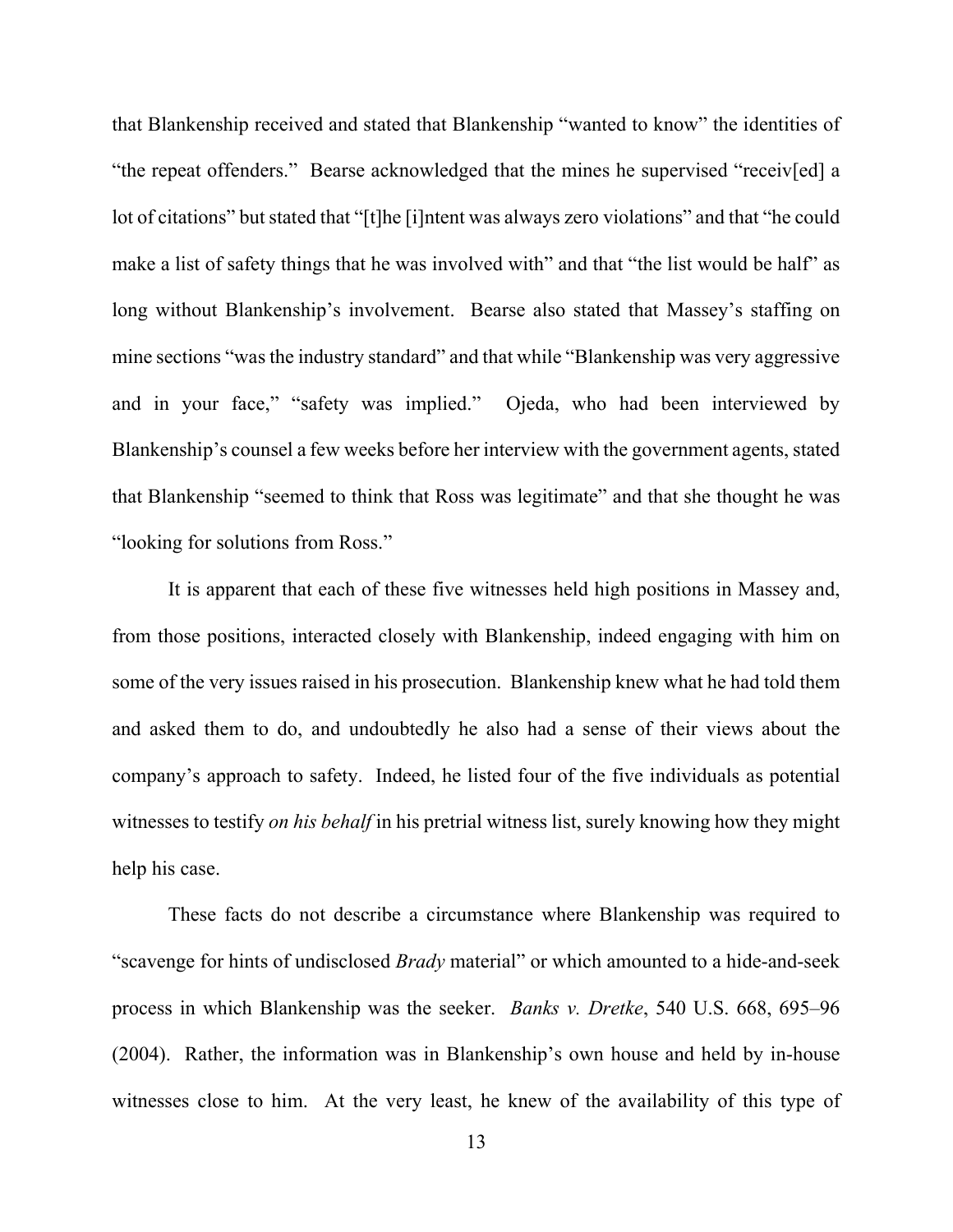that Blankenship received and stated that Blankenship "wanted to know" the identities of "the repeat offenders." Bearse acknowledged that the mines he supervised "receiv[ed] a lot of citations" but stated that "[t]he [i]ntent was always zero violations" and that "he could make a list of safety things that he was involved with" and that "the list would be half" as long without Blankenship's involvement. Bearse also stated that Massey's staffing on mine sections "was the industry standard" and that while "Blankenship was very aggressive and in your face," "safety was implied." Ojeda, who had been interviewed by Blankenship's counsel a few weeks before her interview with the government agents, stated that Blankenship "seemed to think that Ross was legitimate" and that she thought he was "looking for solutions from Ross."

It is apparent that each of these five witnesses held high positions in Massey and, from those positions, interacted closely with Blankenship, indeed engaging with him on some of the very issues raised in his prosecution. Blankenship knew what he had told them and asked them to do, and undoubtedly he also had a sense of their views about the company's approach to safety. Indeed, he listed four of the five individuals as potential witnesses to testify *on his behalf* in his pretrial witness list, surely knowing how they might help his case.

These facts do not describe a circumstance where Blankenship was required to "scavenge for hints of undisclosed *Brady* material" or which amounted to a hide-and-seek process in which Blankenship was the seeker. *Banks v. Dretke*, 540 U.S. 668, 695–96 (2004). Rather, the information was in Blankenship's own house and held by in-house witnesses close to him. At the very least, he knew of the availability of this type of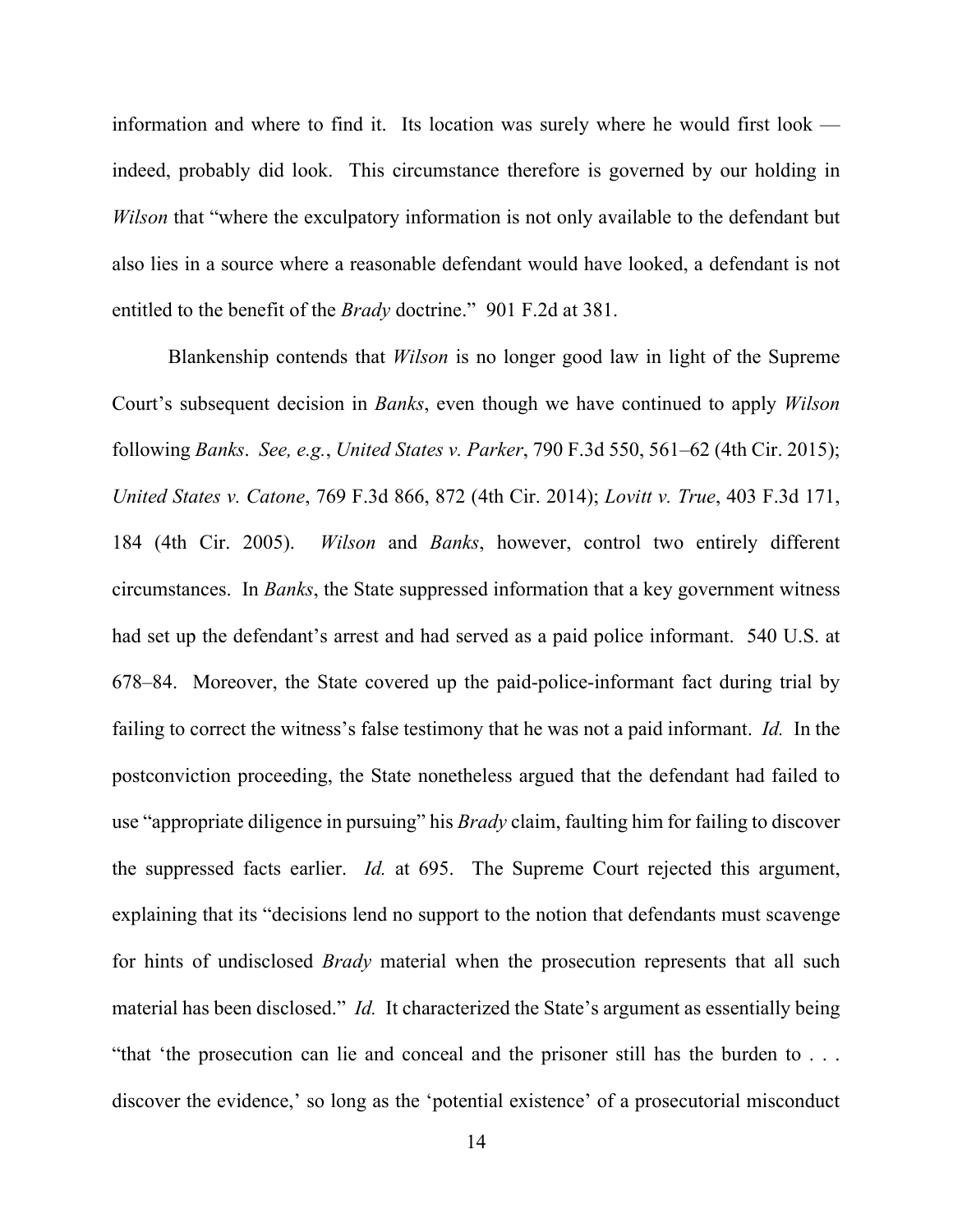information and where to find it. Its location was surely where he would first look — indeed, probably did look. This circumstance therefore is governed by our holding in *Wilson* that "where the exculpatory information is not only available to the defendant but also lies in a source where a reasonable defendant would have looked, a defendant is not entitled to the benefit of the *Brady* doctrine." 901 F.2d at 381.

Blankenship contends that *Wilson* is no longer good law in light of the Supreme Court's subsequent decision in *Banks*, even though we have continued to apply *Wilson* following *Banks*. *See, e.g.*, *United States v. Parker*, 790 F.3d 550, 561–62 (4th Cir. 2015); *United States v. Catone*, 769 F.3d 866, 872 (4th Cir. 2014); *Lovitt v. True*, 403 F.3d 171, 184 (4th Cir. 2005). *Wilson* and *Banks*, however, control two entirely different circumstances. In *Banks*, the State suppressed information that a key government witness had set up the defendant's arrest and had served as a paid police informant. 540 U.S. at 678–84. Moreover, the State covered up the paid-police-informant fact during trial by failing to correct the witness's false testimony that he was not a paid informant. *Id.* In the postconviction proceeding, the State nonetheless argued that the defendant had failed to use "appropriate diligence in pursuing" his *Brady* claim, faulting him for failing to discover the suppressed facts earlier. *Id.* at 695. The Supreme Court rejected this argument, explaining that its "decisions lend no support to the notion that defendants must scavenge for hints of undisclosed *Brady* material when the prosecution represents that all such material has been disclosed." *Id.* It characterized the State's argument as essentially being "that 'the prosecution can lie and conceal and the prisoner still has the burden to . . . discover the evidence,' so long as the 'potential existence' of a prosecutorial misconduct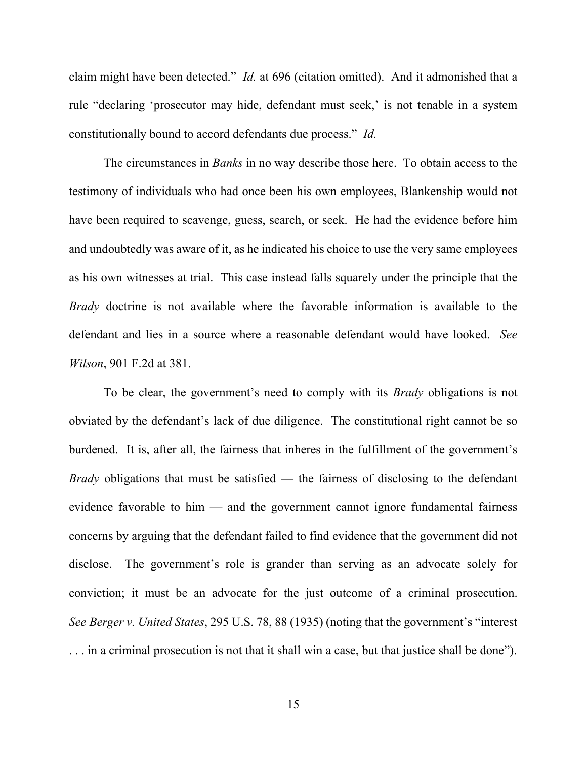claim might have been detected." *Id.* at 696 (citation omitted). And it admonished that a rule "declaring 'prosecutor may hide, defendant must seek,' is not tenable in a system constitutionally bound to accord defendants due process." *Id.*

The circumstances in *Banks* in no way describe those here. To obtain access to the testimony of individuals who had once been his own employees, Blankenship would not have been required to scavenge, guess, search, or seek. He had the evidence before him and undoubtedly was aware of it, as he indicated his choice to use the very same employees as his own witnesses at trial. This case instead falls squarely under the principle that the *Brady* doctrine is not available where the favorable information is available to the defendant and lies in a source where a reasonable defendant would have looked. *See Wilson*, 901 F.2d at 381.

To be clear, the government's need to comply with its *Brady* obligations is not obviated by the defendant's lack of due diligence. The constitutional right cannot be so burdened. It is, after all, the fairness that inheres in the fulfillment of the government's *Brady* obligations that must be satisfied — the fairness of disclosing to the defendant evidence favorable to him — and the government cannot ignore fundamental fairness concerns by arguing that the defendant failed to find evidence that the government did not disclose. The government's role is grander than serving as an advocate solely for conviction; it must be an advocate for the just outcome of a criminal prosecution. *See Berger v. United States*, 295 U.S. 78, 88 (1935) (noting that the government's "interest . . . in a criminal prosecution is not that it shall win a case, but that justice shall be done").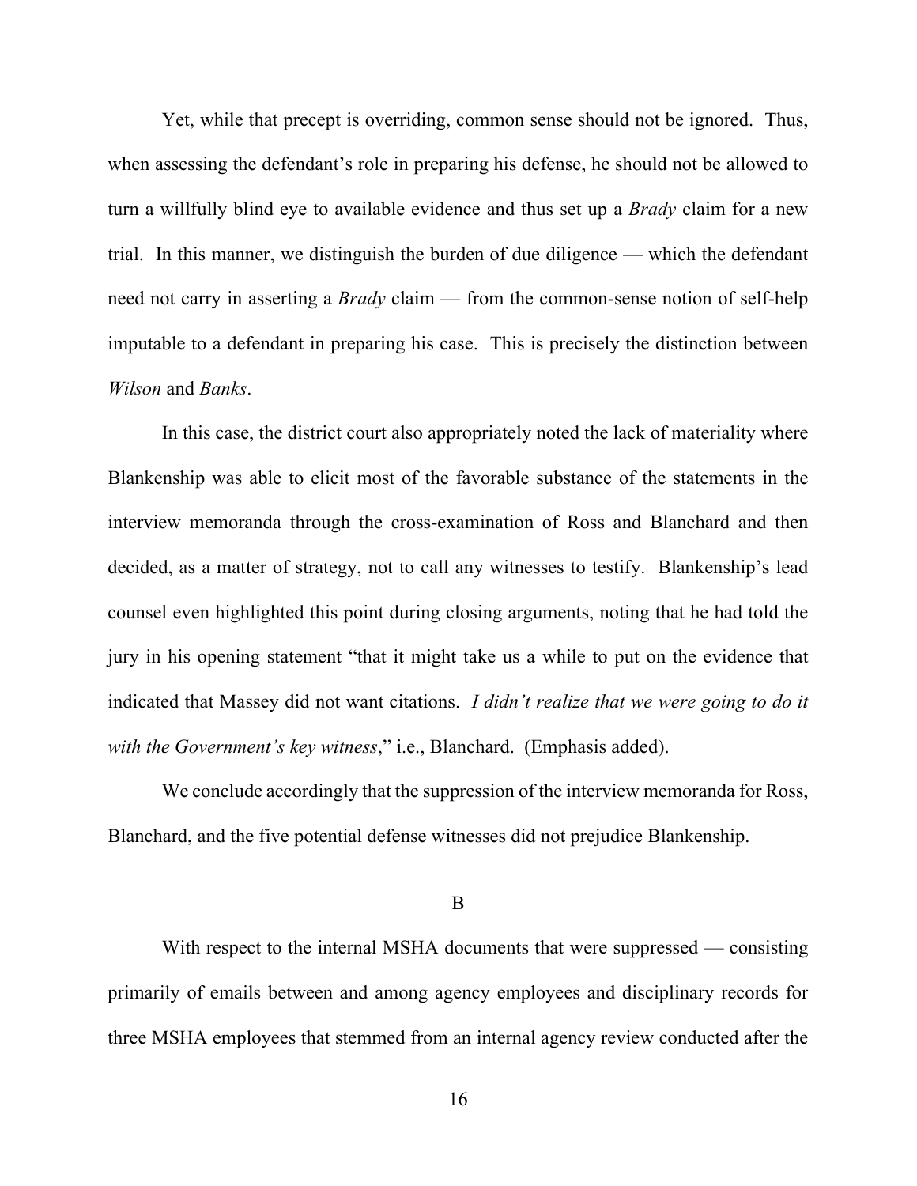Yet, while that precept is overriding, common sense should not be ignored. Thus, when assessing the defendant's role in preparing his defense, he should not be allowed to turn a willfully blind eye to available evidence and thus set up a *Brady* claim for a new trial. In this manner, we distinguish the burden of due diligence — which the defendant need not carry in asserting a *Brady* claim — from the common-sense notion of self-help imputable to a defendant in preparing his case. This is precisely the distinction between *Wilson* and *Banks*.

In this case, the district court also appropriately noted the lack of materiality where Blankenship was able to elicit most of the favorable substance of the statements in the interview memoranda through the cross-examination of Ross and Blanchard and then decided, as a matter of strategy, not to call any witnesses to testify. Blankenship's lead counsel even highlighted this point during closing arguments, noting that he had told the jury in his opening statement "that it might take us a while to put on the evidence that indicated that Massey did not want citations. *I didn't realize that we were going to do it with the Government's key witness*," i.e., Blanchard. (Emphasis added).

We conclude accordingly that the suppression of the interview memoranda for Ross, Blanchard, and the five potential defense witnesses did not prejudice Blankenship.

B

With respect to the internal MSHA documents that were suppressed — consisting primarily of emails between and among agency employees and disciplinary records for three MSHA employees that stemmed from an internal agency review conducted after the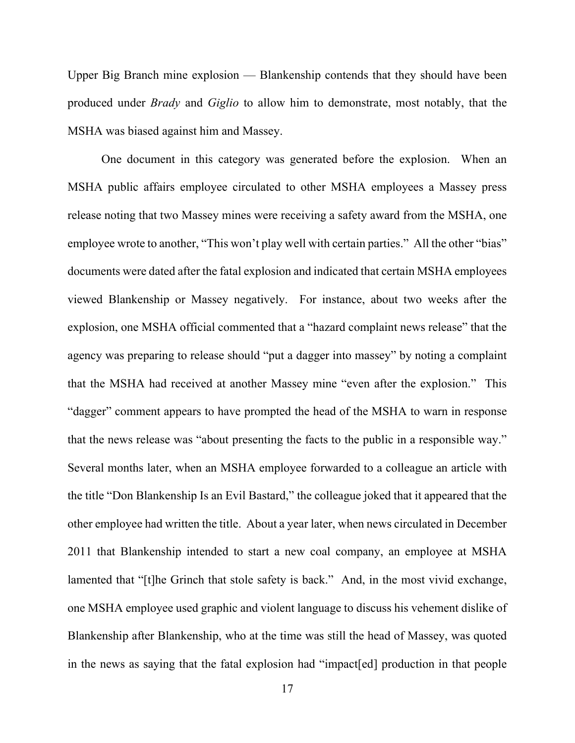Upper Big Branch mine explosion — Blankenship contends that they should have been produced under *Brady* and *Giglio* to allow him to demonstrate, most notably, that the MSHA was biased against him and Massey.

One document in this category was generated before the explosion. When an MSHA public affairs employee circulated to other MSHA employees a Massey press release noting that two Massey mines were receiving a safety award from the MSHA, one employee wrote to another, "This won't play well with certain parties." All the other "bias" documents were dated after the fatal explosion and indicated that certain MSHA employees viewed Blankenship or Massey negatively. For instance, about two weeks after the explosion, one MSHA official commented that a "hazard complaint news release" that the agency was preparing to release should "put a dagger into massey" by noting a complaint that the MSHA had received at another Massey mine "even after the explosion." This "dagger" comment appears to have prompted the head of the MSHA to warn in response that the news release was "about presenting the facts to the public in a responsible way." Several months later, when an MSHA employee forwarded to a colleague an article with the title "Don Blankenship Is an Evil Bastard," the colleague joked that it appeared that the other employee had written the title. About a year later, when news circulated in December 2011 that Blankenship intended to start a new coal company, an employee at MSHA lamented that "[t]he Grinch that stole safety is back." And, in the most vivid exchange, one MSHA employee used graphic and violent language to discuss his vehement dislike of Blankenship after Blankenship, who at the time was still the head of Massey, was quoted in the news as saying that the fatal explosion had "impact[ed] production in that people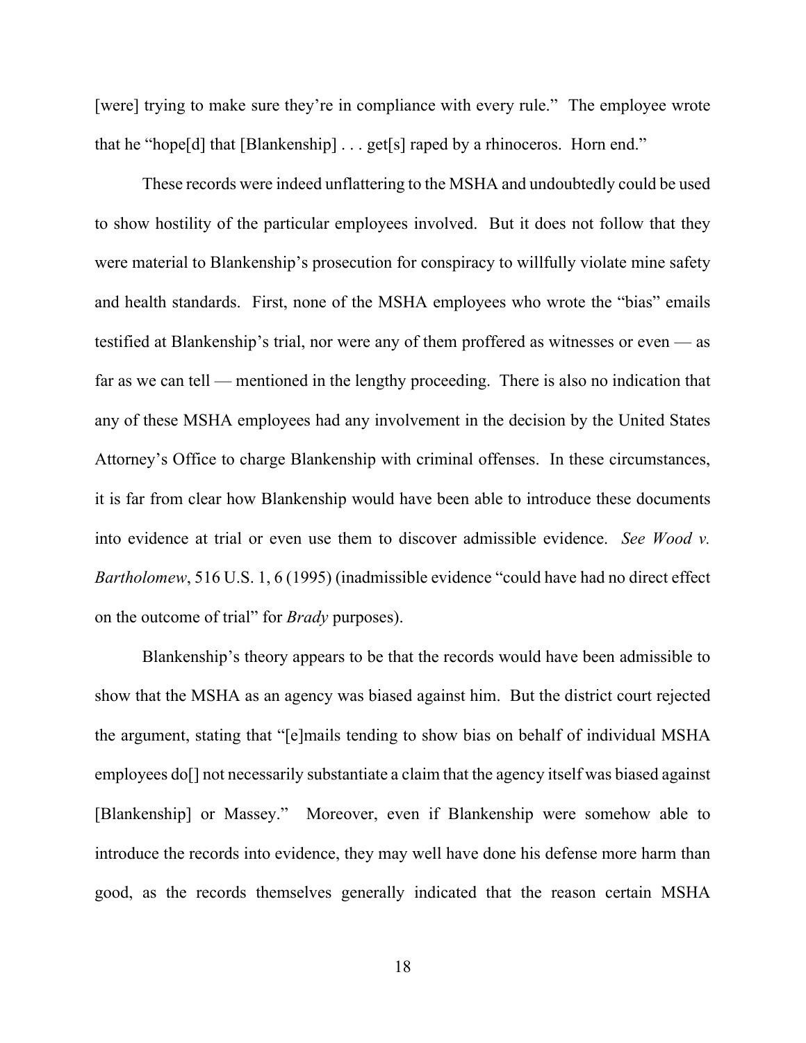[were] trying to make sure they're in compliance with every rule." The employee wrote that he "hope[d] that [Blankenship] . . . get[s] raped by a rhinoceros. Horn end."

These records were indeed unflattering to the MSHA and undoubtedly could be used to show hostility of the particular employees involved. But it does not follow that they were material to Blankenship's prosecution for conspiracy to willfully violate mine safety and health standards. First, none of the MSHA employees who wrote the "bias" emails testified at Blankenship's trial, nor were any of them proffered as witnesses or even — as far as we can tell — mentioned in the lengthy proceeding. There is also no indication that any of these MSHA employees had any involvement in the decision by the United States Attorney's Office to charge Blankenship with criminal offenses. In these circumstances, it is far from clear how Blankenship would have been able to introduce these documents into evidence at trial or even use them to discover admissible evidence. *See Wood v. Bartholomew*, 516 U.S. 1, 6 (1995) (inadmissible evidence "could have had no direct effect on the outcome of trial" for *Brady* purposes).

Blankenship's theory appears to be that the records would have been admissible to show that the MSHA as an agency was biased against him. But the district court rejected the argument, stating that "[e]mails tending to show bias on behalf of individual MSHA employees do[] not necessarily substantiate a claim that the agency itself was biased against [Blankenship] or Massey." Moreover, even if Blankenship were somehow able to introduce the records into evidence, they may well have done his defense more harm than good, as the records themselves generally indicated that the reason certain MSHA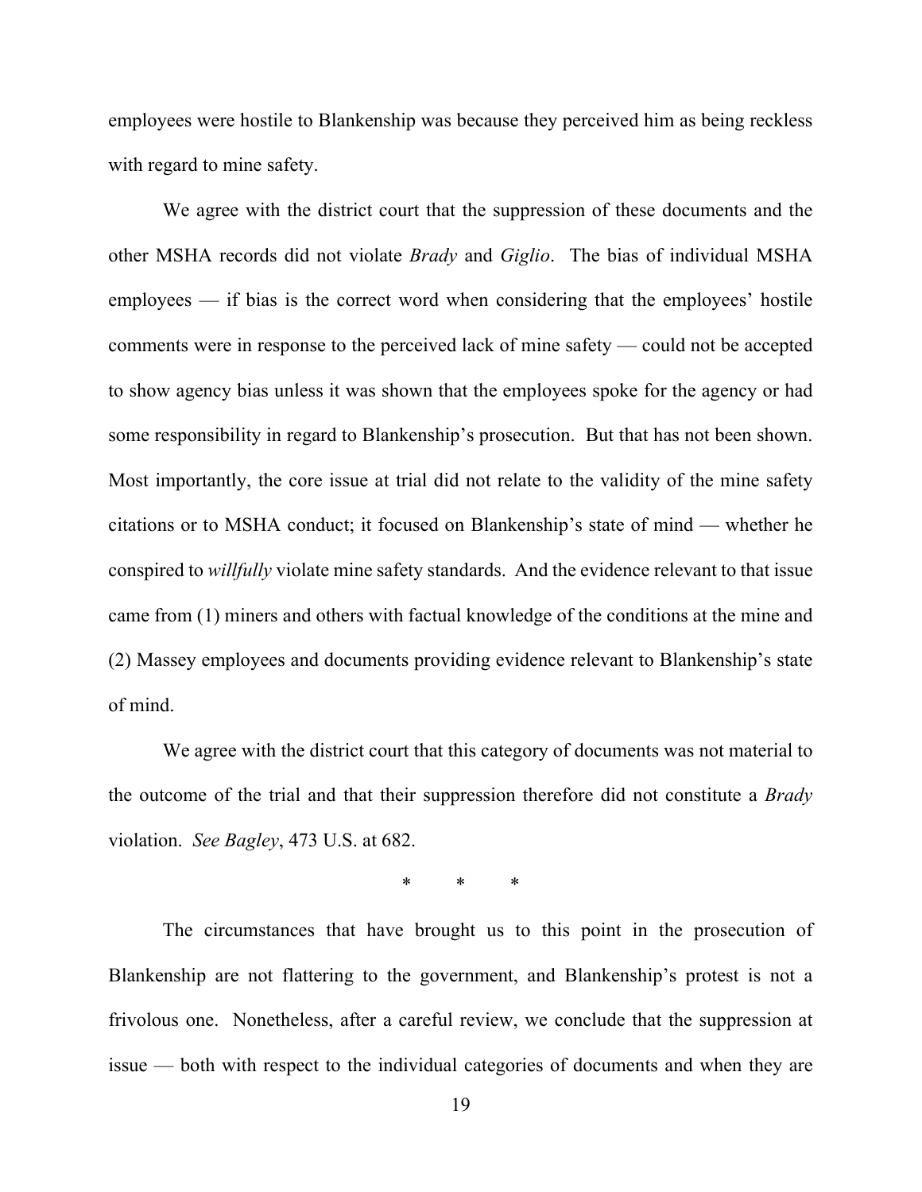employees were hostile to Blankenship was because they perceived him as being reckless with regard to mine safety.

We agree with the district court that the suppression of these documents and the other MSHA records did not violate *Brady* and *Giglio*. The bias of individual MSHA employees — if bias is the correct word when considering that the employees' hostile comments were in response to the perceived lack of mine safety — could not be accepted to show agency bias unless it was shown that the employees spoke for the agency or had some responsibility in regard to Blankenship's prosecution. But that has not been shown. Most importantly, the core issue at trial did not relate to the validity of the mine safety citations or to MSHA conduct; it focused on Blankenship's state of mind — whether he conspired to *willfully* violate mine safety standards. And the evidence relevant to that issue came from (1) miners and others with factual knowledge of the conditions at the mine and (2) Massey employees and documents providing evidence relevant to Blankenship's state of mind.

We agree with the district court that this category of documents was not material to the outcome of the trial and that their suppression therefore did not constitute a *Brady* violation. *See Bagley*, 473 U.S. at 682.

\* \* \*

The circumstances that have brought us to this point in the prosecution of Blankenship are not flattering to the government, and Blankenship's protest is not a frivolous one. Nonetheless, after a careful review, we conclude that the suppression at issue — both with respect to the individual categories of documents and when they are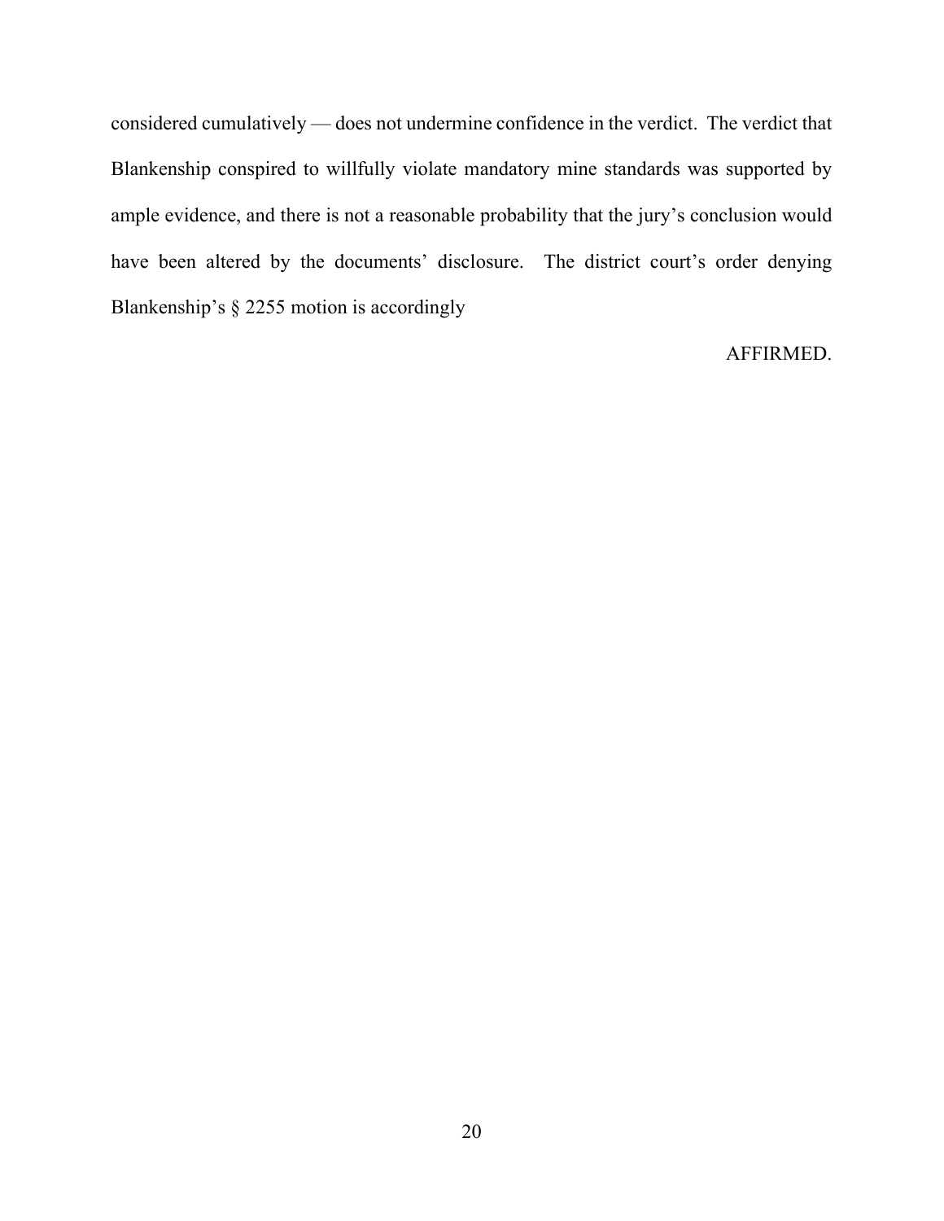considered cumulatively — does not undermine confidence in the verdict. The verdict that Blankenship conspired to willfully violate mandatory mine standards was supported by ample evidence, and there is not a reasonable probability that the jury's conclusion would have been altered by the documents' disclosure. The district court's order denying Blankenship's § 2255 motion is accordingly

AFFIRMED.